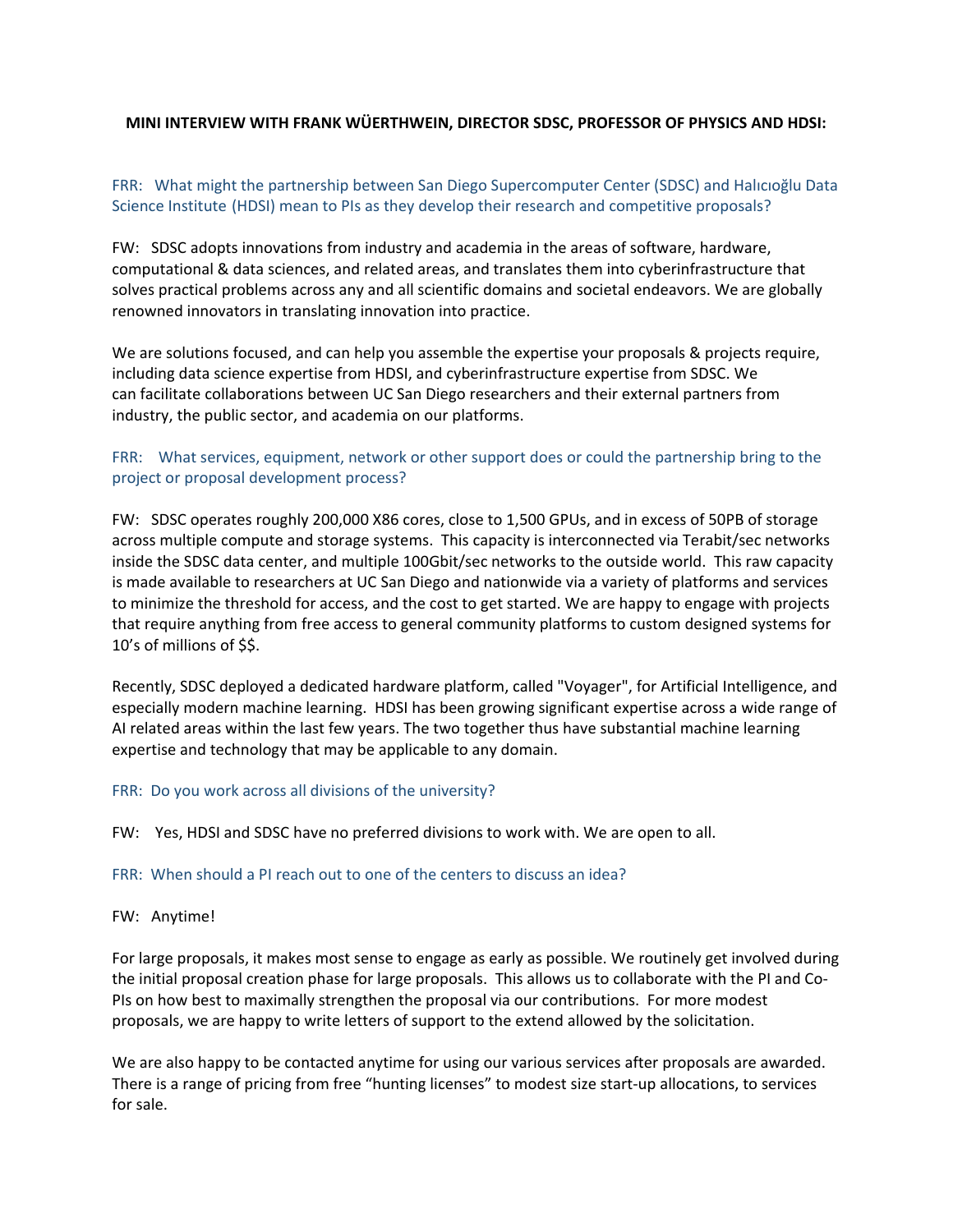**MINI INTERVIEW WITH FRANK WÜERTHWEIN, DIRECTOR SDSC, PROFESSOR OF PHYSICS AND HDSI:**

FRR: What might the partnership between San Diego Supercomputer Center (SDSC) and Halıcıoğlu Data Science Institute (HDSI) mean to PIs as they develop their research and competitive proposals?

FW: SDSC adopts innovations from industry and academia in the areas of software, hardware, computational & data sciences, and related areas, and translates them into cyberinfrastructure that solves practical problems across any and all scientific domains and societal endeavors. We are globally renowned innovators in translating innovation into practice.

We are solutions focused, and can help you assemble the expertise your proposals & projects require, including data science expertise from HDSI, and cyberinfrastructure expertise from SDSC. We can facilitate collaborations between UC San Diego researchers and their external partners from industry, the public sector, and academia on our platforms.

FRR: What services, equipment, network or other support does or could the partnership bring to the project or proposal development process?

FW: SDSC operates roughly 200,000 X86 cores, close to 1,500 GPUs, and in excess of 50PB of storage across multiple compute and storage systems. This capacity is interconnected via Terabit/sec networks inside the SDSC data center, and multiple 100Gbit/sec networks to the outside world. This raw capacity is made available to researchers at UC San Diego and nationwide via a variety of platforms and services to minimize the threshold for access, and the cost to get started. We are happy to engage with projects that require anything from free access to general community platforms to custom designed systems for 10's of millions of $$.

Recently, SDSC deployed a dedicated hardware platform, called "Voyager", for Artificial Intelligence, and especially modern machine learning. HDSI has been growing significant expertise across a wide range of AI related areas within the last few years. The two together thus have substantial machine learning expertise and technology that may be applicable to any domain.

FRR: Do you work across all divisions of the university?

FW: Yes, HDSI and SDSC have no preferred divisions to work with. We are open to all.

FRR: When should a PI reach out to one of the centers to discuss an idea?

FW: Anytime!

For large proposals, it makes most sense to engage as early as possible. We routinely get involved during the initial proposal creation phase for large proposals. This allows us to collaborate with the PI and Co-PIs on how best to maximally strengthen the proposal via our contributions. For more modest proposals, we are happy to write letters of support to the extend allowed by the solicitation.

We are also happy to be contacted anytime for using our various services after proposals are awarded. There is a range of pricing from free "hunting licenses" to modest size start-up allocations, to services for sale.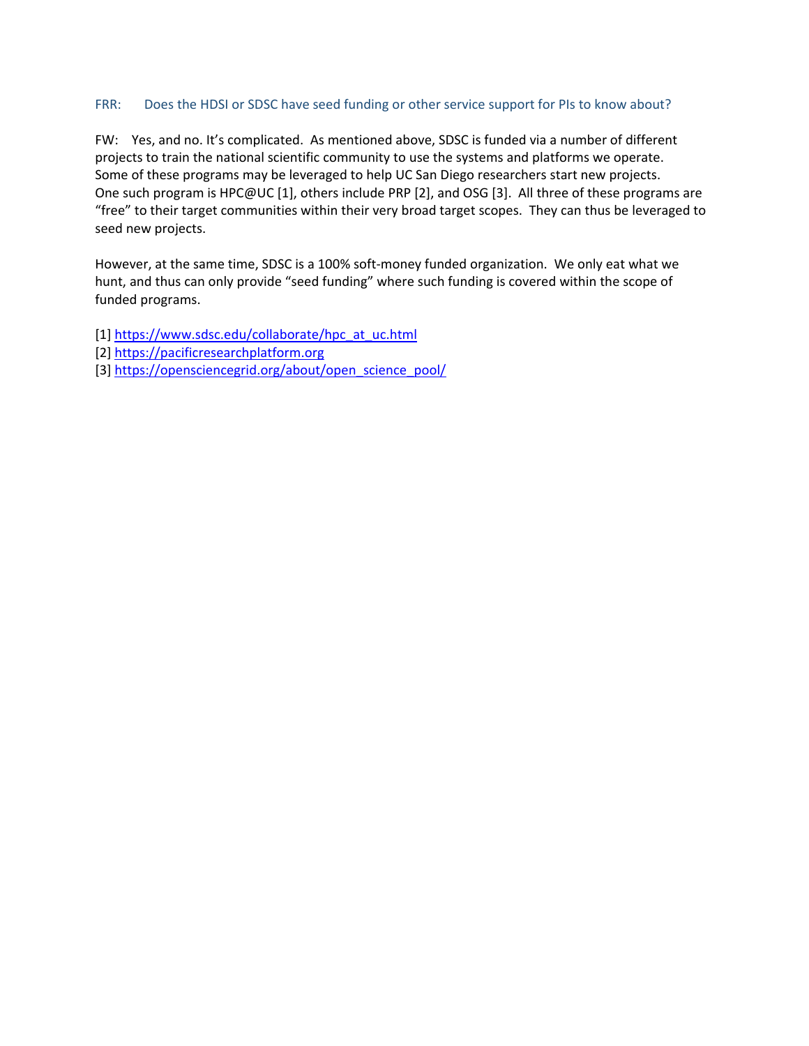FRR: Does the HDSI or SDSC have seed funding or other service support for PIs to know about?

FW: Yes, and no. It's complicated. As mentioned above, SDSC is funded via a number of different projects to train the national scientific community to use the systems and platforms we operate. Some of these programs may be leveraged to help UC San Diego researchers start new projects. One such program is HPC@UC [1], others include PRP [2], and OSG [3]. All three of these programs are "free" to their target communities within their very broad target scopes. They can thus be leveraged to seed new projects.

However, at the same time, SDSC is a 100% soft-money funded organization. We only eat what we hunt, and thus can only provide "seed funding" where such funding is covered within the scope of funded programs.

[1] https://www.sdsc.edu/collaborate/hpc_at_uc.html
[2] https://pacificresearchplatform.org
[3] https://opensciencegrid.org/about/open_science_pool/